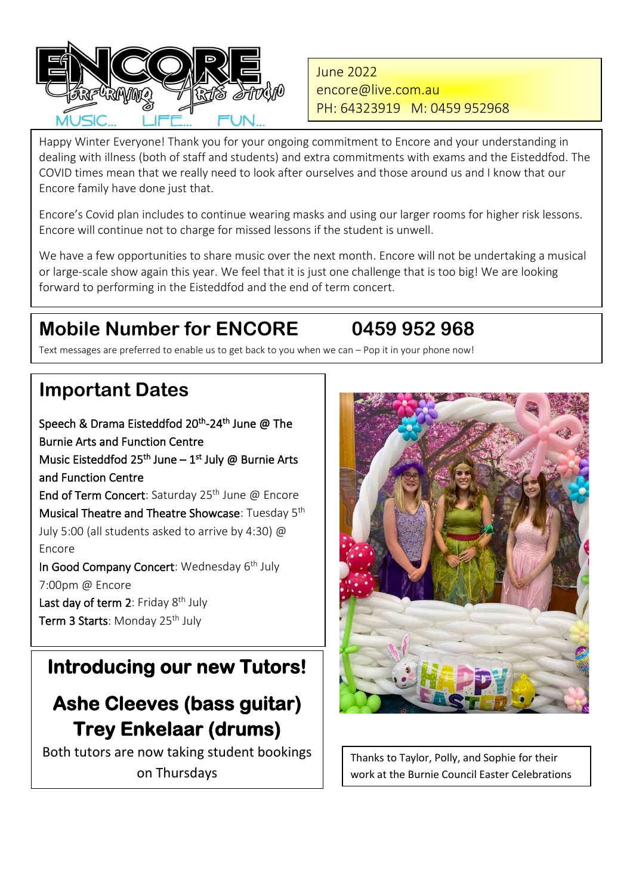# ENCORE Performing Arts Studio

MUSIC... LIFE... FUN...

June 2022
encore@live.com.au
PH: 64323919 M: 0459 952968

Happy Winter Everyone! Thank you for your ongoing commitment to Encore and your understanding in dealing with illness (both of staff and students) and extra commitments with exams and the Eisteddfod. The COVID times mean that we really need to look after ourselves and those around us and I know that our Encore family have done just that.

Encore's Covid plan includes to continue wearing masks and using our larger rooms for higher risk lessons. Encore will continue not to charge for missed lessons if the student is unwell.

We have a few opportunities to share music over the next month. Encore will not be undertaking a musical or large-scale show again this year. We feel that it is just one challenge that is too big! We are looking forward to performing in the Eisteddfod and the end of term concert.

## Mobile Number for ENCORE 0459 952 968

Text messages are preferred to enable us to get back to you when we can – Pop it in your phone now!

## Important Dates

Speech & Drama Eisteddfod 20th-24th June @ The Burnie Arts and Function Centre
Music Eisteddfod 25th June – 1st July @ Burnie Arts and Function Centre
End of Term Concert: Saturday 25th June @ Encore
Musical Theatre and Theatre Showcase: Tuesday 5th July 5:00 (all students asked to arrive by 4:30) @ Encore
In Good Company Concert: Wednesday 6th July 7:00pm @ Encore
Last day of term 2: Friday 8th July
Term 3 Starts: Monday 25th July

## Introducing our new Tutors!

### Ashe Cleeves (bass guitar)
### Trey Enkelaar (drums)

Both tutors are now taking student bookings on Thursdays

Thanks to Taylor, Polly, and Sophie for their work at the Burnie Council Easter Celebrations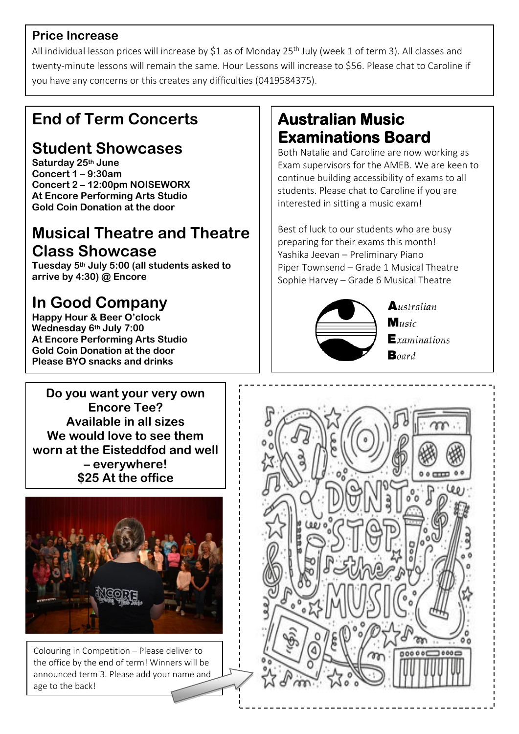## Price Increase

All individual lesson prices will increase by $1 as of Monday 25th July (week 1 of term 3). All classes and twenty-minute lessons will remain the same. Hour Lessons will increase to $56. Please chat to Caroline if you have any concerns or this creates any difficulties (0419584375).

## End of Term Concerts

## Student Showcases

**Saturday 25th June**
**Concert 1 – 9:30am**
**Concert 2 – 12:00pm NOISEWORX**
**At Encore Performing Arts Studio**
**Gold Coin Donation at the door**

## Musical Theatre and Theatre Class Showcase

**Tuesday 5th July 5:00 (all students asked to arrive by 4:30) @ Encore**

## In Good Company

**Happy Hour & Beer O'clock**
**Wednesday 6th July 7:00**
**At Encore Performing Arts Studio**
**Gold Coin Donation at the door**
**Please BYO snacks and drinks**

## Australian Music Examinations Board

Both Natalie and Caroline are now working as Exam supervisors for the AMEB. We are keen to continue building accessibility of exams to all students. Please chat to Caroline if you are interested in sitting a music exam!

Best of luck to our students who are busy preparing for their exams this month!
Yashika Jeevan – Preliminary Piano
Piper Townsend – Grade 1 Musical Theatre
Sophie Harvey – Grade 6 Musical Theatre

**Do you want your very own Encore Tee?**
**Available in all sizes**
**We would love to see them worn at the Eisteddfod and well – everywhere!**
**$25 At the office**

Colouring in Competition – Please deliver to the office by the end of term! Winners will be announced term 3. Please add your name and age to the back!